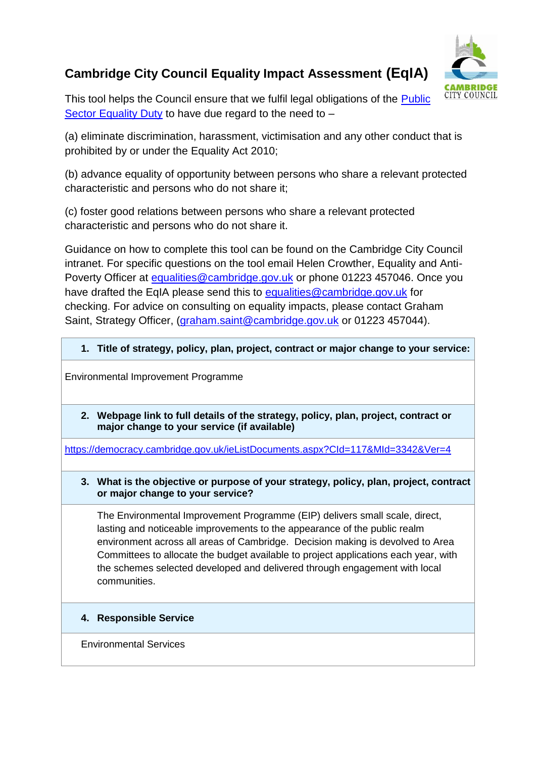# Cambridge City Council Equality Impact Assessment (EqIA)

This tool helps the Council ensure that we fulfil legal obligations of the [Public Sector Equality Duty](#) to have due regard to the need to –

(a) eliminate discrimination, harassment, victimisation and any other conduct that is prohibited by or under the Equality Act 2010;

(b) advance equality of opportunity between persons who share a relevant protected characteristic and persons who do not share it;

(c) foster good relations between persons who share a relevant protected characteristic and persons who do not share it.

Guidance on how to complete this tool can be found on the Cambridge City Council intranet. For specific questions on the tool email Helen Crowther, Equality and Anti-Poverty Officer at equalities@cambridge.gov.uk or phone 01223 457046. Once you have drafted the EqIA please send this to equalities@cambridge.gov.uk for checking. For advice on consulting on equality impacts, please contact Graham Saint, Strategy Officer, (graham.saint@cambridge.gov.uk or 01223 457044).

**1. Title of strategy, policy, plan, project, contract or major change to your service:**

Environmental Improvement Programme

**2. Webpage link to full details of the strategy, policy, plan, project, contract or major change to your service (if available)**

https://democracy.cambridge.gov.uk/ieListDocuments.aspx?CId=117&MId=3342&Ver=4

**3. What is the objective or purpose of your strategy, policy, plan, project, contract or major change to your service?**

The Environmental Improvement Programme (EIP) delivers small scale, direct, lasting and noticeable improvements to the appearance of the public realm environment across all areas of Cambridge. Decision making is devolved to Area Committees to allocate the budget available to project applications each year, with the schemes selected developed and delivered through engagement with local communities.

**4. Responsible Service**

Environmental Services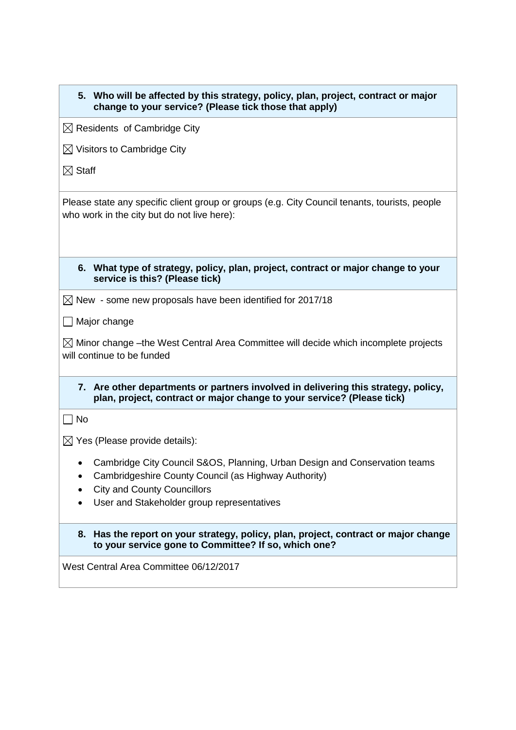**5. Who will be affected by this strategy, policy, plan, project, contract or major change to your service? (Please tick those that apply)**

☒ Residents of Cambridge City

☒ Visitors to Cambridge City

☒ Staff

Please state any specific client group or groups (e.g. City Council tenants, tourists, people who work in the city but do not live here):

**6. What type of strategy, policy, plan, project, contract or major change to your service is this? (Please tick)**

☒ New - some new proposals have been identified for 2017/18

☐ Major change

☒ Minor change –the West Central Area Committee will decide which incomplete projects will continue to be funded

**7. Are other departments or partners involved in delivering this strategy, policy, plan, project, contract or major change to your service? (Please tick)**

☐ No

☒ Yes (Please provide details):

- Cambridge City Council S&OS, Planning, Urban Design and Conservation teams
- Cambridgeshire County Council (as Highway Authority)
- City and County Councillors
- User and Stakeholder group representatives

**8. Has the report on your strategy, policy, plan, project, contract or major change to your service gone to Committee? If so, which one?**

West Central Area Committee 06/12/2017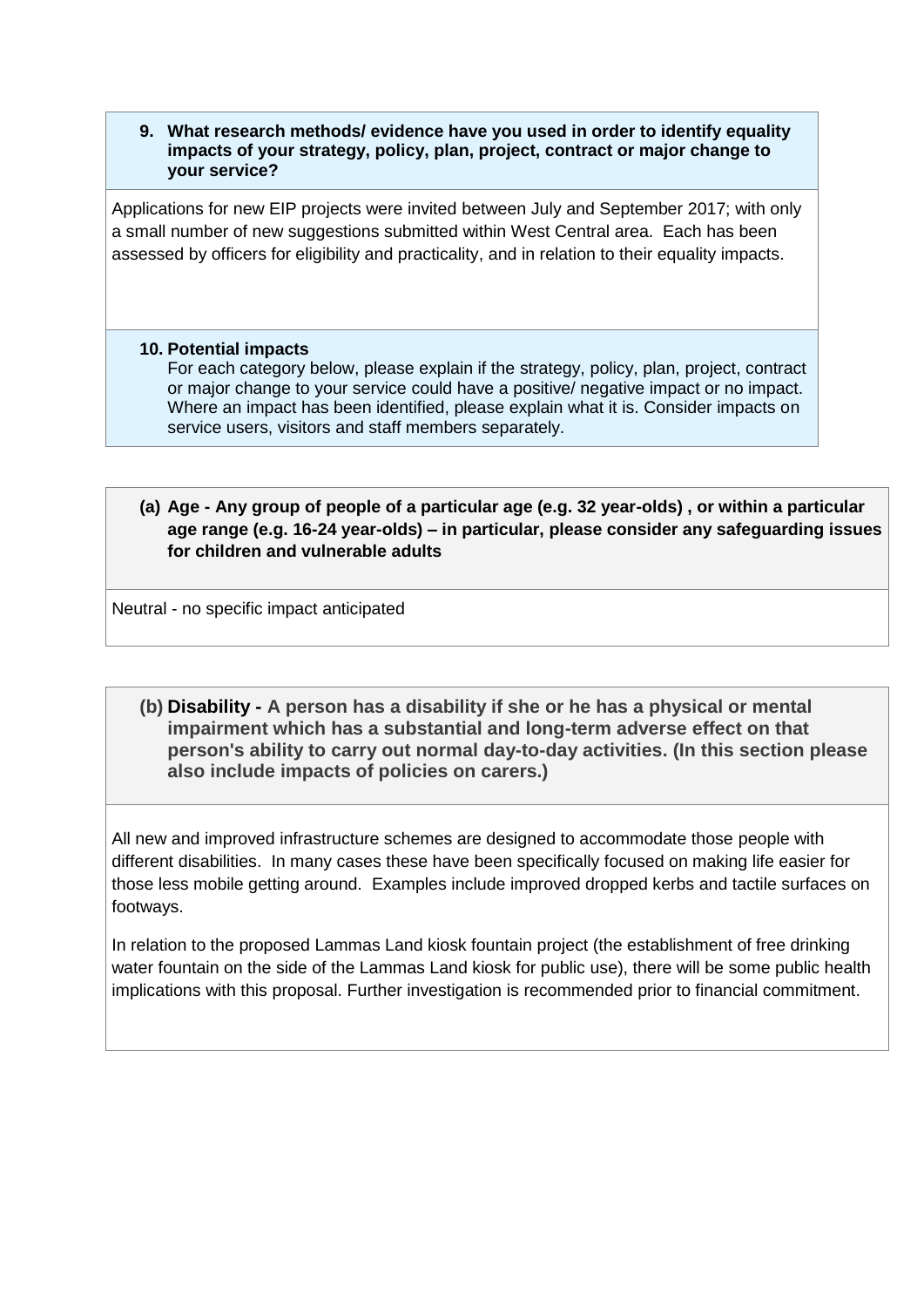**9. What research methods/ evidence have you used in order to identify equality impacts of your strategy, policy, plan, project, contract or major change to your service?**

Applications for new EIP projects were invited between July and September 2017; with only a small number of new suggestions submitted within West Central area. Each has been assessed by officers for eligibility and practicality, and in relation to their equality impacts.

**10. Potential impacts**

For each category below, please explain if the strategy, policy, plan, project, contract or major change to your service could have a positive/ negative impact or no impact. Where an impact has been identified, please explain what it is. Consider impacts on service users, visitors and staff members separately.

**(a) Age - Any group of people of a particular age (e.g. 32 year-olds) , or within a particular age range (e.g. 16-24 year-olds) – in particular, please consider any safeguarding issues for children and vulnerable adults**

Neutral - no specific impact anticipated

**(b) Disability - A person has a disability if she or he has a physical or mental impairment which has a substantial and long-term adverse effect on that person's ability to carry out normal day-to-day activities. (In this section please also include impacts of policies on carers.)**

All new and improved infrastructure schemes are designed to accommodate those people with different disabilities. In many cases these have been specifically focused on making life easier for those less mobile getting around. Examples include improved dropped kerbs and tactile surfaces on footways.

In relation to the proposed Lammas Land kiosk fountain project (the establishment of free drinking water fountain on the side of the Lammas Land kiosk for public use), there will be some public health implications with this proposal. Further investigation is recommended prior to financial commitment.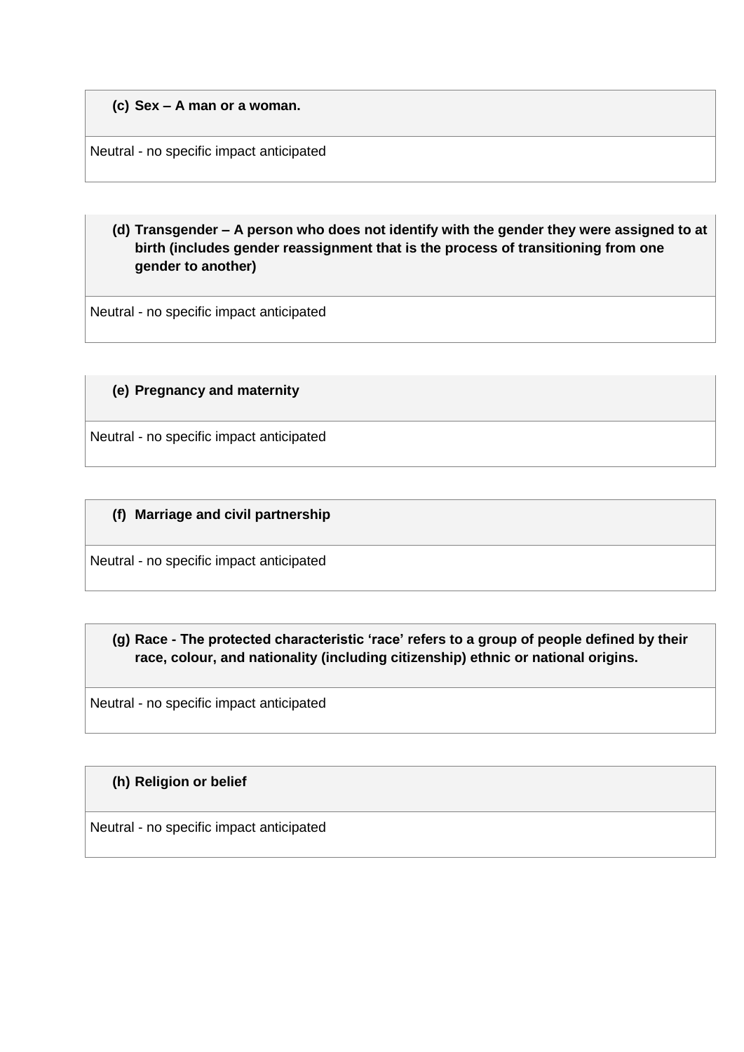| (c) Sex – A man or a woman. |
| --- |
| Neutral - no specific impact anticipated |

| (d) Transgender – A person who does not identify with the gender they were assigned to at birth (includes gender reassignment that is the process of transitioning from one gender to another) |
| --- |
| Neutral - no specific impact anticipated |

| (e) Pregnancy and maternity |
| --- |
| Neutral - no specific impact anticipated |

| (f) Marriage and civil partnership |
| --- |
| Neutral - no specific impact anticipated |

| (g) Race - The protected characteristic 'race' refers to a group of people defined by their race, colour, and nationality (including citizenship) ethnic or national origins. |
| --- |
| Neutral - no specific impact anticipated |

| (h) Religion or belief |
| --- |
| Neutral - no specific impact anticipated |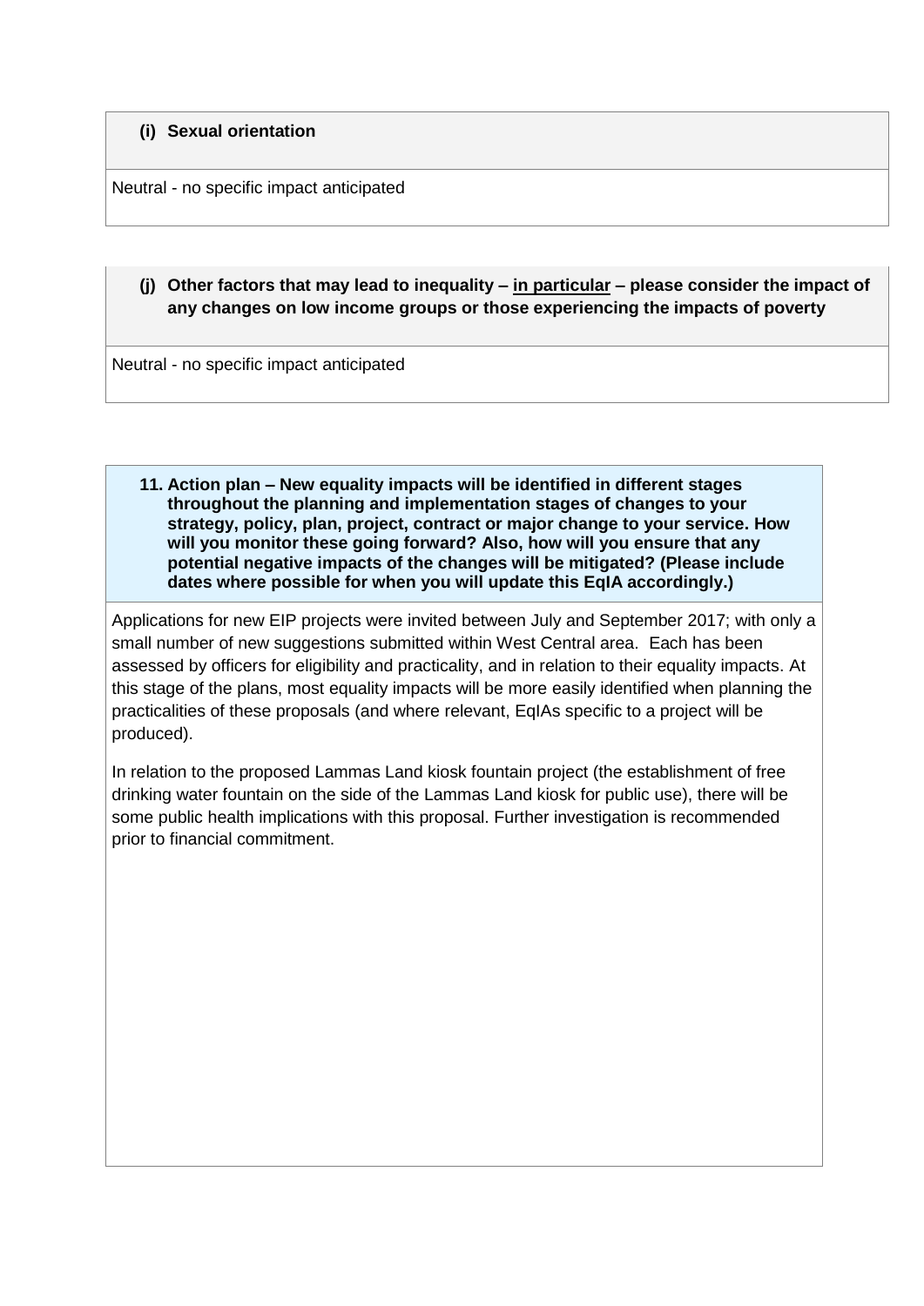**(i) Sexual orientation**

Neutral - no specific impact anticipated

**(j) Other factors that may lead to inequality – in particular – please consider the impact of any changes on low income groups or those experiencing the impacts of poverty**

Neutral - no specific impact anticipated

**11. Action plan – New equality impacts will be identified in different stages throughout the planning and implementation stages of changes to your strategy, policy, plan, project, contract or major change to your service. How will you monitor these going forward? Also, how will you ensure that any potential negative impacts of the changes will be mitigated? (Please include dates where possible for when you will update this EqIA accordingly.)**

Applications for new EIP projects were invited between July and September 2017; with only a small number of new suggestions submitted within West Central area. Each has been assessed by officers for eligibility and practicality, and in relation to their equality impacts. At this stage of the plans, most equality impacts will be more easily identified when planning the practicalities of these proposals (and where relevant, EqIAs specific to a project will be produced).

In relation to the proposed Lammas Land kiosk fountain project (the establishment of free drinking water fountain on the side of the Lammas Land kiosk for public use), there will be some public health implications with this proposal. Further investigation is recommended prior to financial commitment.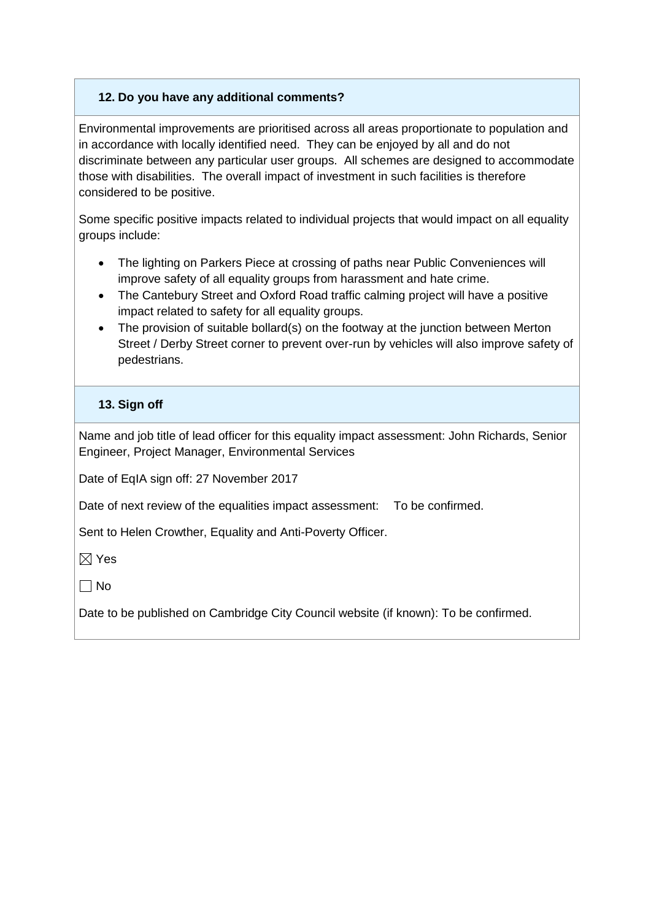### 12. Do you have any additional comments?

Environmental improvements are prioritised across all areas proportionate to population and in accordance with locally identified need. They can be enjoyed by all and do not discriminate between any particular user groups. All schemes are designed to accommodate those with disabilities. The overall impact of investment in such facilities is therefore considered to be positive.

Some specific positive impacts related to individual projects that would impact on all equality groups include:

- The lighting on Parkers Piece at crossing of paths near Public Conveniences will improve safety of all equality groups from harassment and hate crime.
- The Cantebury Street and Oxford Road traffic calming project will have a positive impact related to safety for all equality groups.
- The provision of suitable bollard(s) on the footway at the junction between Merton Street / Derby Street corner to prevent over-run by vehicles will also improve safety of pedestrians.

### 13. Sign off

Name and job title of lead officer for this equality impact assessment: John Richards, Senior Engineer, Project Manager, Environmental Services

Date of EqIA sign off: 27 November 2017

Date of next review of the equalities impact assessment: To be confirmed.

Sent to Helen Crowther, Equality and Anti-Poverty Officer.

☒ Yes

☐ No

Date to be published on Cambridge City Council website (if known): To be confirmed.